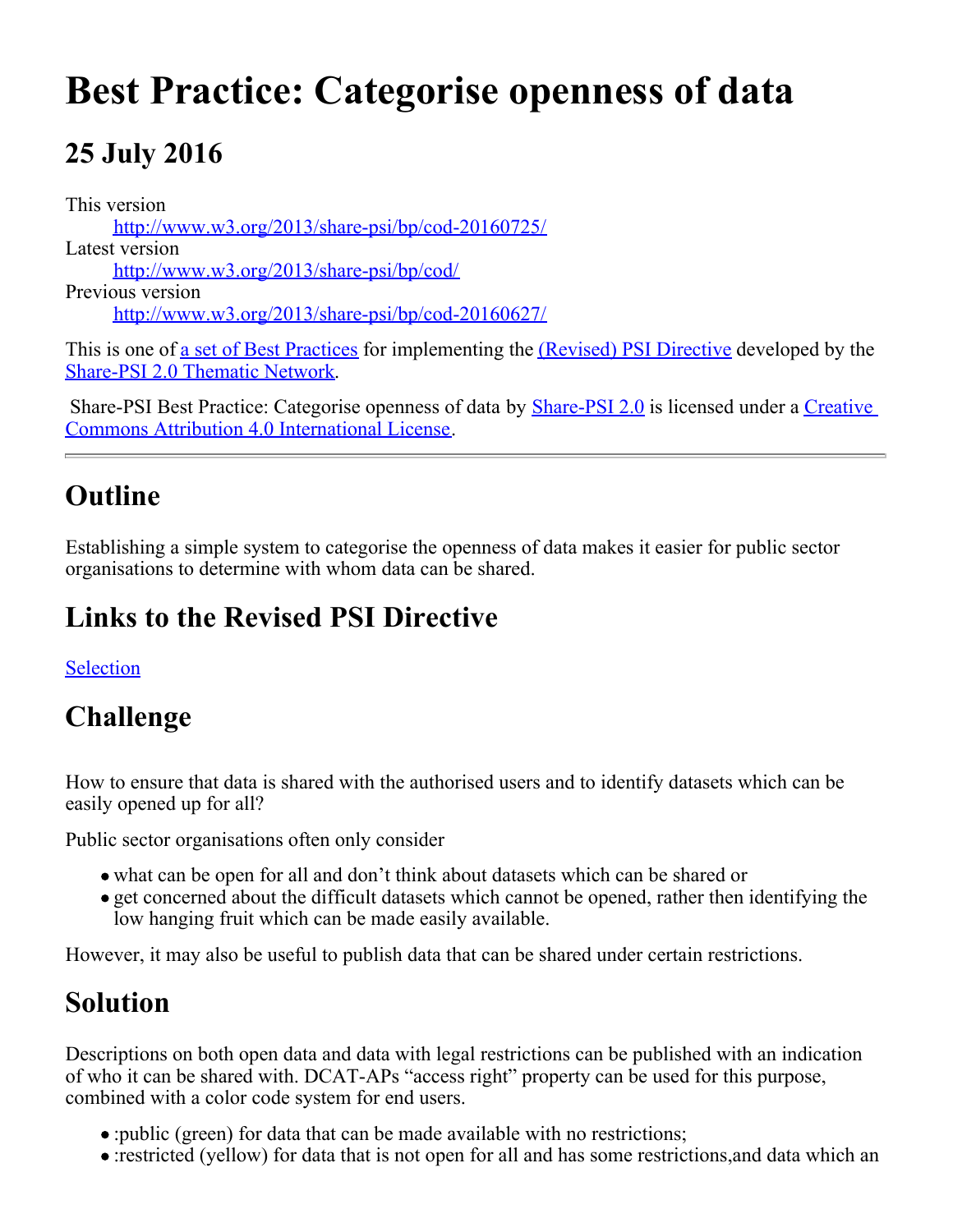# Best Practice: Categorise openness of data

## 25 July 2016

This version
    http://www.w3.org/2013/share-psi/bp/cod-20160725/
Latest version
    http://www.w3.org/2013/share-psi/bp/cod/
Previous version
    http://www.w3.org/2013/share-psi/bp/cod-20160627/

This is one of a set of Best Practices for implementing the (Revised) PSI Directive developed by the Share-PSI 2.0 Thematic Network.

Share-PSI Best Practice: Categorise openness of data by Share-PSI 2.0 is licensed under a Creative Commons Attribution 4.0 International License.

---

## Outline

Establishing a simple system to categorise the openness of data makes it easier for public sector organisations to determine with whom data can be shared.

## Links to the Revised PSI Directive

Selection

## Challenge

How to ensure that data is shared with the authorised users and to identify datasets which can be easily opened up for all?

Public sector organisations often only consider

- what can be open for all and don't think about datasets which can be shared or
- get concerned about the difficult datasets which cannot be opened, rather then identifying the low hanging fruit which can be made easily available.

However, it may also be useful to publish data that can be shared under certain restrictions.

## Solution

Descriptions on both open data and data with legal restrictions can be published with an indication of who it can be shared with. DCAT-APs "access right" property can be used for this purpose, combined with a color code system for end users.

- :public (green) for data that can be made available with no restrictions;
- :restricted (yellow) for data that is not open for all and has some restrictions,and data which an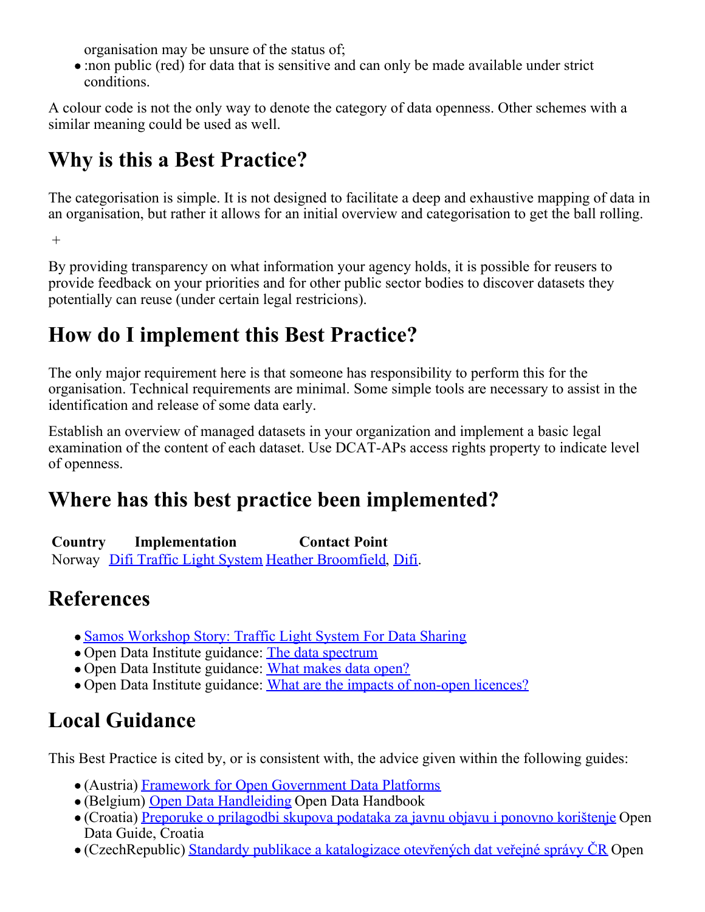organisation may be unsure of the status of;

- :non public (red) for data that is sensitive and can only be made available under strict conditions.

A colour code is not the only way to denote the category of data openness. Other schemes with a similar meaning could be used as well.

## Why is this a Best Practice?

The categorisation is simple. It is not designed to facilitate a deep and exhaustive mapping of data in an organisation, but rather it allows for an initial overview and categorisation to get the ball rolling.

+

By providing transparency on what information your agency holds, it is possible for reusers to provide feedback on your priorities and for other public sector bodies to discover datasets they potentially can reuse (under certain legal restricions).

## How do I implement this Best Practice?

The only major requirement here is that someone has responsibility to perform this for the organisation. Technical requirements are minimal. Some simple tools are necessary to assist in the identification and release of some data early.

Establish an overview of managed datasets in your organization and implement a basic legal examination of the content of each dataset. Use DCAT-APs access rights property to indicate level of openness.

## Where has this best practice been implemented?

| Country | Implementation | Contact Point |
| --- | --- | --- |
| Norway | Difi Traffic Light System | Heather Broomfield, Difi. |

## References

- Samos Workshop Story: Traffic Light System For Data Sharing
- Open Data Institute guidance: The data spectrum
- Open Data Institute guidance: What makes data open?
- Open Data Institute guidance: What are the impacts of non-open licences?

## Local Guidance

This Best Practice is cited by, or is consistent with, the advice given within the following guides:

- (Austria) Framework for Open Government Data Platforms
- (Belgium) Open Data Handleiding Open Data Handbook
- (Croatia) Preporuke o prilagodbi skupova podataka za javnu objavu i ponovno korištenje Open Data Guide, Croatia
- (CzechRepublic) Standardy publikace a katalogizace otevřených dat veřejné správy ČR Open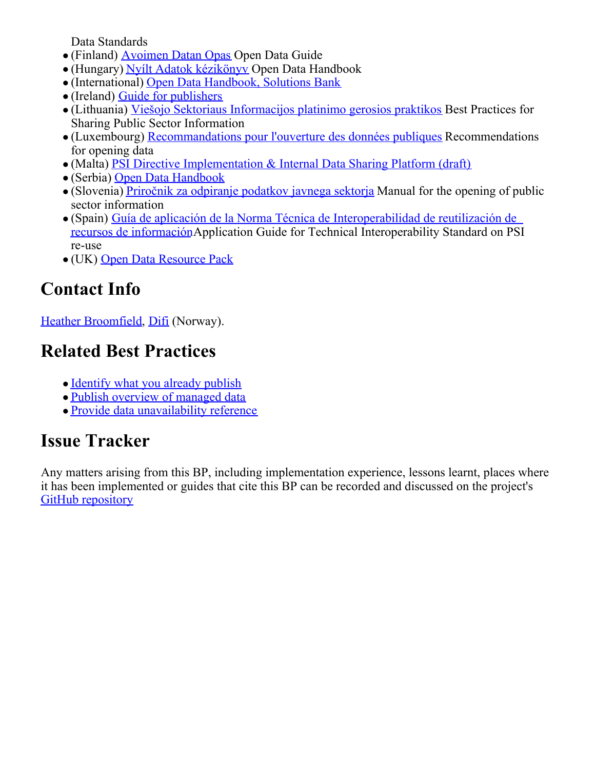Data Standards

- (Finland) Avoimen Datan Opas Open Data Guide
- (Hungary) Nyílt Adatok kézikönyv Open Data Handbook
- (International) Open Data Handbook, Solutions Bank
- (Ireland) Guide for publishers
- (Lithuania) Viešojo Sektoriaus Informacijos platinimo gerosios praktikos Best Practices for Sharing Public Sector Information
- (Luxembourg) Recommandations pour l'ouverture des données publiques Recommendations for opening data
- (Malta) PSI Directive Implementation & Internal Data Sharing Platform (draft)
- (Serbia) Open Data Handbook
- (Slovenia) Priročnik za odpiranje podatkov javnega sektorja Manual for the opening of public sector information
- (Spain) Guía de aplicación de la Norma Técnica de Interoperabilidad de reutilización de recursos de informaciónApplication Guide for Technical Interoperability Standard on PSI re-use
- (UK) Open Data Resource Pack

## Contact Info

Heather Broomfield, Difi (Norway).

## Related Best Practices

- Identify what you already publish
- Publish overview of managed data
- Provide data unavailability reference

## Issue Tracker

Any matters arising from this BP, including implementation experience, lessons learnt, places where it has been implemented or guides that cite this BP can be recorded and discussed on the project's GitHub repository